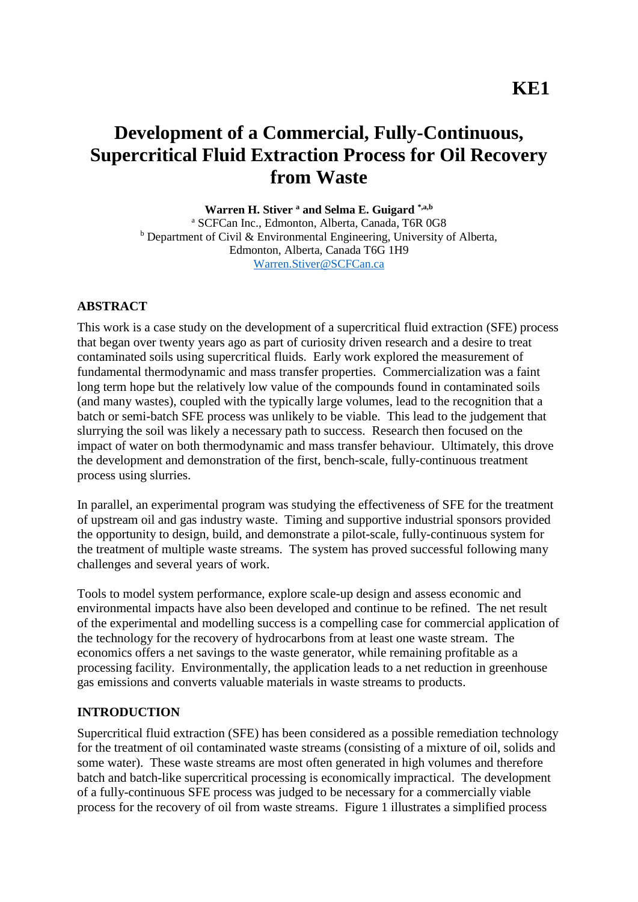**KE1**

# Development of a Commercial, Fully-Continuous, Supercritical Fluid Extraction Process for Oil Recovery from Waste

**Warren H. Stiver [a] and Selma E. Guigard [*,a,b]**

[a] SCFCan Inc., Edmonton, Alberta, Canada, T6R 0G8
[b] Department of Civil & Environmental Engineering, University of Alberta, Edmonton, Alberta, Canada T6G 1H9
Warren.Stiver@SCFCan.ca

## ABSTRACT

This work is a case study on the development of a supercritical fluid extraction (SFE) process that began over twenty years ago as part of curiosity driven research and a desire to treat contaminated soils using supercritical fluids. Early work explored the measurement of fundamental thermodynamic and mass transfer properties. Commercialization was a faint long term hope but the relatively low value of the compounds found in contaminated soils (and many wastes), coupled with the typically large volumes, lead to the recognition that a batch or semi-batch SFE process was unlikely to be viable. This lead to the judgement that slurrying the soil was likely a necessary path to success. Research then focused on the impact of water on both thermodynamic and mass transfer behaviour. Ultimately, this drove the development and demonstration of the first, bench-scale, fully-continuous treatment process using slurries.

In parallel, an experimental program was studying the effectiveness of SFE for the treatment of upstream oil and gas industry waste. Timing and supportive industrial sponsors provided the opportunity to design, build, and demonstrate a pilot-scale, fully-continuous system for the treatment of multiple waste streams. The system has proved successful following many challenges and several years of work.

Tools to model system performance, explore scale-up design and assess economic and environmental impacts have also been developed and continue to be refined. The net result of the experimental and modelling success is a compelling case for commercial application of the technology for the recovery of hydrocarbons from at least one waste stream. The economics offers a net savings to the waste generator, while remaining profitable as a processing facility. Environmentally, the application leads to a net reduction in greenhouse gas emissions and converts valuable materials in waste streams to products.

## INTRODUCTION

Supercritical fluid extraction (SFE) has been considered as a possible remediation technology for the treatment of oil contaminated waste streams (consisting of a mixture of oil, solids and some water). These waste streams are most often generated in high volumes and therefore batch and batch-like supercritical processing is economically impractical. The development of a fully-continuous SFE process was judged to be necessary for a commercially viable process for the recovery of oil from waste streams. Figure 1 illustrates a simplified process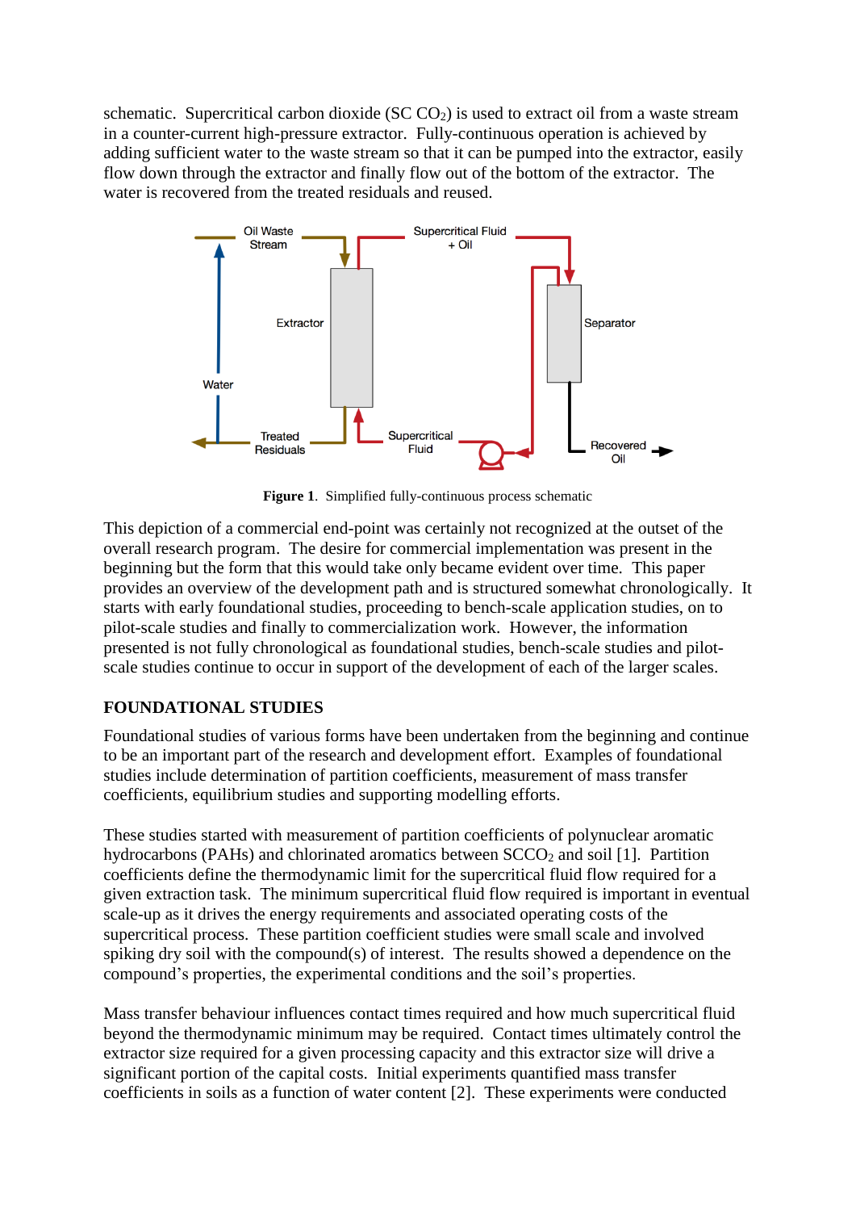schematic. Supercritical carbon dioxide (SC $CO_2$) is used to extract oil from a waste stream in a counter-current high-pressure extractor. Fully-continuous operation is achieved by adding sufficient water to the waste stream so that it can be pumped into the extractor, easily flow down through the extractor and finally flow out of the bottom of the extractor. The water is recovered from the treated residuals and reused.

**Figure 1**. Simplified fully-continuous process schematic

This depiction of a commercial end-point was certainly not recognized at the outset of the overall research program. The desire for commercial implementation was present in the beginning but the form that this would take only became evident over time. This paper provides an overview of the development path and is structured somewhat chronologically. It starts with early foundational studies, proceeding to bench-scale application studies, on to pilot-scale studies and finally to commercialization work. However, the information presented is not fully chronological as foundational studies, bench-scale studies and pilot-scale studies continue to occur in support of the development of each of the larger scales.

## FOUNDATIONAL STUDIES

Foundational studies of various forms have been undertaken from the beginning and continue to be an important part of the research and development effort. Examples of foundational studies include determination of partition coefficients, measurement of mass transfer coefficients, equilibrium studies and supporting modelling efforts.

These studies started with measurement of partition coefficients of polynuclear aromatic hydrocarbons (PAHs) and chlorinated aromatics between $SCCO_2$ and soil [1]. Partition coefficients define the thermodynamic limit for the supercritical fluid flow required for a given extraction task. The minimum supercritical fluid flow required is important in eventual scale-up as it drives the energy requirements and associated operating costs of the supercritical process. These partition coefficient studies were small scale and involved spiking dry soil with the compound(s) of interest. The results showed a dependence on the compound's properties, the experimental conditions and the soil's properties.

Mass transfer behaviour influences contact times required and how much supercritical fluid beyond the thermodynamic minimum may be required. Contact times ultimately control the extractor size required for a given processing capacity and this extractor size will drive a significant portion of the capital costs. Initial experiments quantified mass transfer coefficients in soils as a function of water content [2]. These experiments were conducted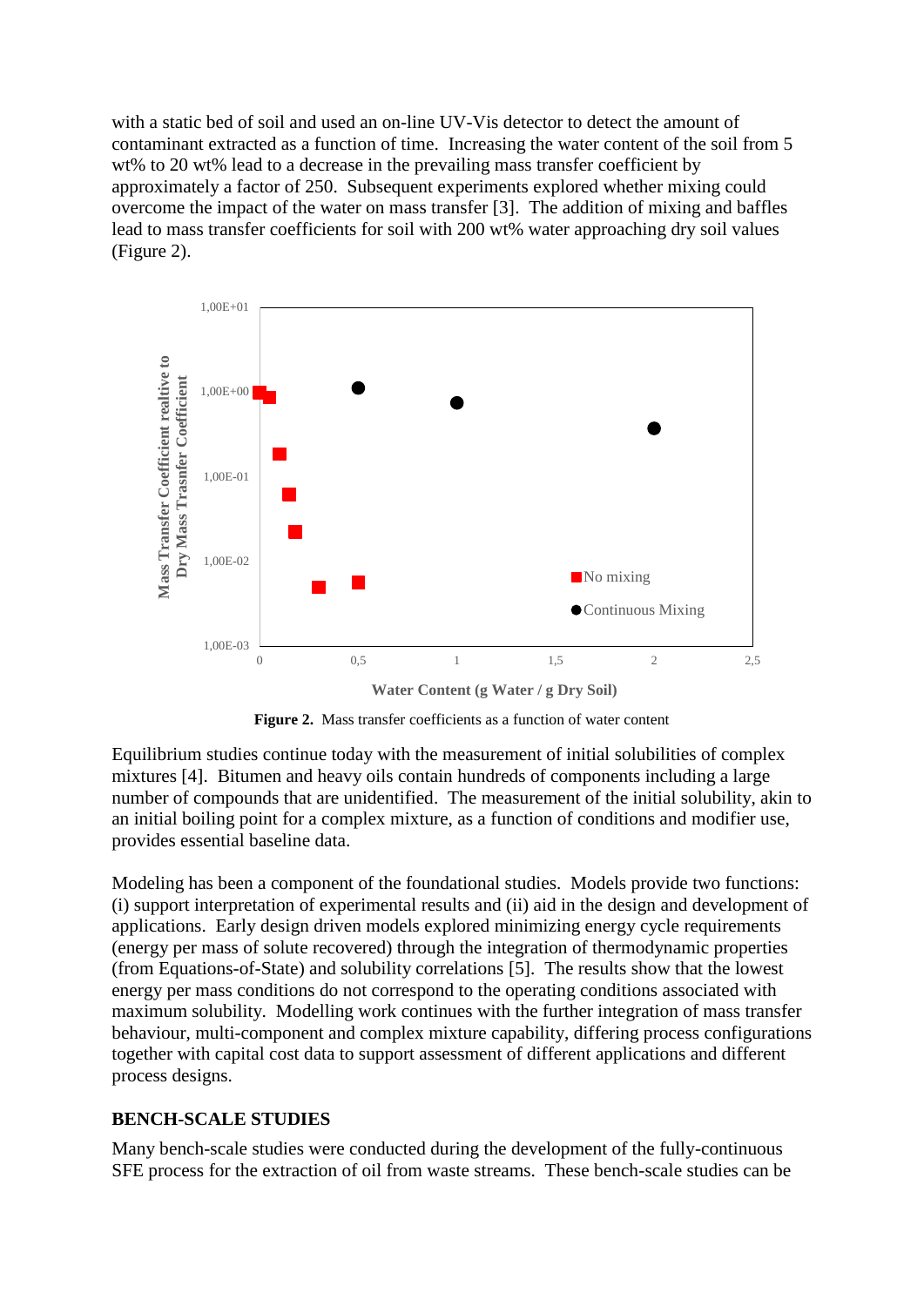with a static bed of soil and used an on-line UV-Vis detector to detect the amount of contaminant extracted as a function of time. Increasing the water content of the soil from 5 wt% to 20 wt% lead to a decrease in the prevailing mass transfer coefficient by approximately a factor of 250. Subsequent experiments explored whether mixing could overcome the impact of the water on mass transfer [3]. The addition of mixing and baffles lead to mass transfer coefficients for soil with 200 wt% water approaching dry soil values (Figure 2).

**Figure 2.** Mass transfer coefficients as a function of water content

Equilibrium studies continue today with the measurement of initial solubilities of complex mixtures [4]. Bitumen and heavy oils contain hundreds of components including a large number of compounds that are unidentified. The measurement of the initial solubility, akin to an initial boiling point for a complex mixture, as a function of conditions and modifier use, provides essential baseline data.

Modeling has been a component of the foundational studies. Models provide two functions: (i) support interpretation of experimental results and (ii) aid in the design and development of applications. Early design driven models explored minimizing energy cycle requirements (energy per mass of solute recovered) through the integration of thermodynamic properties (from Equations-of-State) and solubility correlations [5]. The results show that the lowest energy per mass conditions do not correspond to the operating conditions associated with maximum solubility. Modelling work continues with the further integration of mass transfer behaviour, multi-component and complex mixture capability, differing process configurations together with capital cost data to support assessment of different applications and different process designs.

## BENCH-SCALE STUDIES

Many bench-scale studies were conducted during the development of the fully-continuous SFE process for the extraction of oil from waste streams. These bench-scale studies can be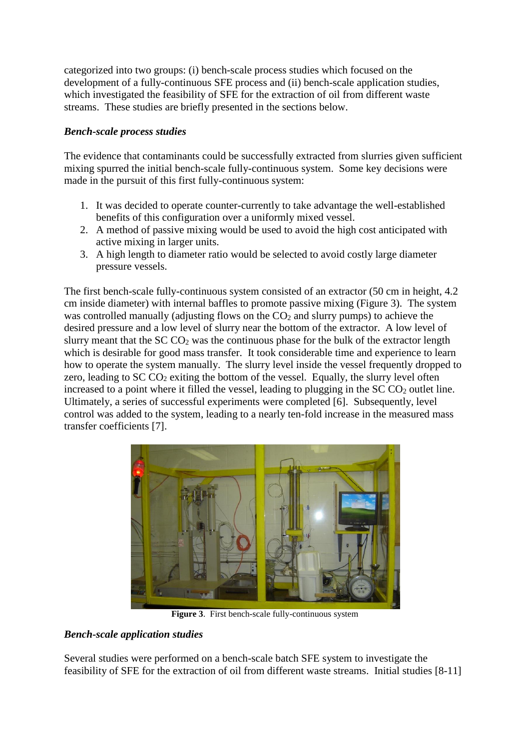categorized into two groups: (i) bench-scale process studies which focused on the development of a fully-continuous SFE process and (ii) bench-scale application studies, which investigated the feasibility of SFE for the extraction of oil from different waste streams. These studies are briefly presented in the sections below.

***Bench-scale process studies***

The evidence that contaminants could be successfully extracted from slurries given sufficient mixing spurred the initial bench-scale fully-continuous system. Some key decisions were made in the pursuit of this first fully-continuous system:

1. It was decided to operate counter-currently to take advantage the well-established benefits of this configuration over a uniformly mixed vessel.
2. A method of passive mixing would be used to avoid the high cost anticipated with active mixing in larger units.
3. A high length to diameter ratio would be selected to avoid costly large diameter pressure vessels.

The first bench-scale fully-continuous system consisted of an extractor (50 cm in height, 4.2 cm inside diameter) with internal baffles to promote passive mixing (Figure 3). The system was controlled manually (adjusting flows on the $CO_2$ and slurry pumps) to achieve the desired pressure and a low level of slurry near the bottom of the extractor. A low level of slurry meant that the SC $CO_2$ was the continuous phase for the bulk of the extractor length which is desirable for good mass transfer. It took considerable time and experience to learn how to operate the system manually. The slurry level inside the vessel frequently dropped to zero, leading to SC $CO_2$ exiting the bottom of the vessel. Equally, the slurry level often increased to a point where it filled the vessel, leading to plugging in the SC $CO_2$ outlet line. Ultimately, a series of successful experiments were completed [6]. Subsequently, level control was added to the system, leading to a nearly ten-fold increase in the measured mass transfer coefficients [7].

**Figure 3**. First bench-scale fully-continuous system

***Bench-scale application studies***

Several studies were performed on a bench-scale batch SFE system to investigate the feasibility of SFE for the extraction of oil from different waste streams. Initial studies [8-11]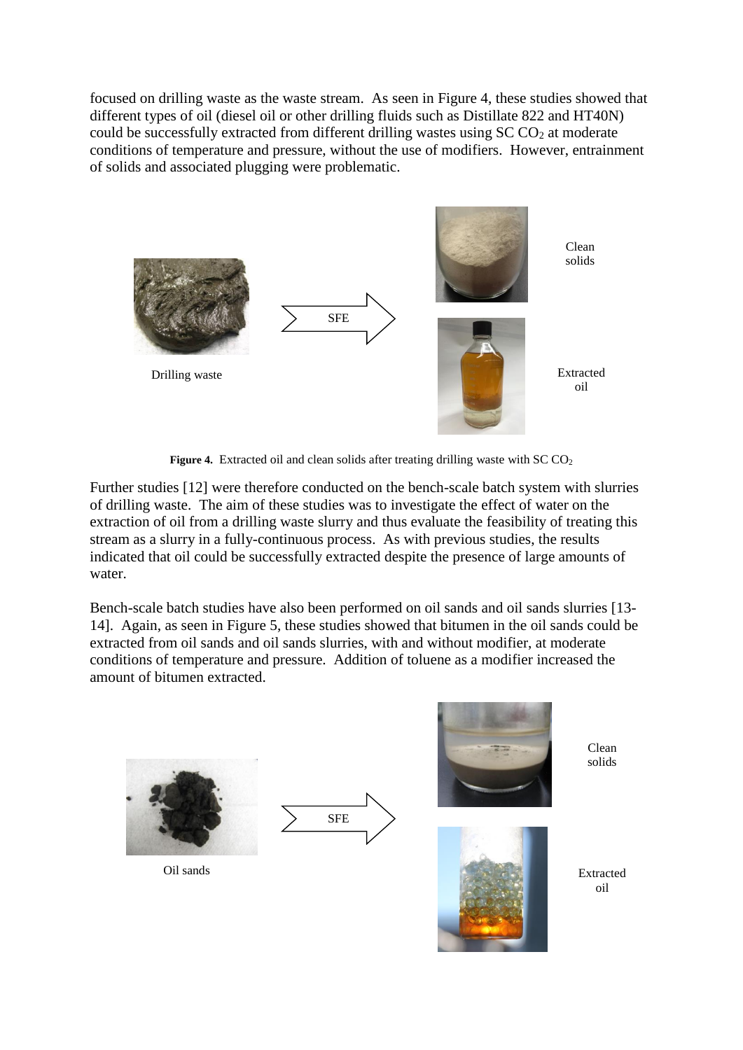focused on drilling waste as the waste stream. As seen in Figure 4, these studies showed that different types of oil (diesel oil or other drilling fluids such as Distillate 822 and HT40N) could be successfully extracted from different drilling wastes using SC $CO_2$ at moderate conditions of temperature and pressure, without the use of modifiers. However, entrainment of solids and associated plugging were problematic.

Drilling waste

SFE

Clean solids

Extracted oil

**Figure 4.** Extracted oil and clean solids after treating drilling waste with SC $CO_2$

Further studies [12] were therefore conducted on the bench-scale batch system with slurries of drilling waste. The aim of these studies was to investigate the effect of water on the extraction of oil from a drilling waste slurry and thus evaluate the feasibility of treating this stream as a slurry in a fully-continuous process. As with previous studies, the results indicated that oil could be successfully extracted despite the presence of large amounts of water.

Bench-scale batch studies have also been performed on oil sands and oil sands slurries [13-14]. Again, as seen in Figure 5, these studies showed that bitumen in the oil sands could be extracted from oil sands and oil sands slurries, with and without modifier, at moderate conditions of temperature and pressure. Addition of toluene as a modifier increased the amount of bitumen extracted.

Oil sands

SFE

Clean solids

Extracted oil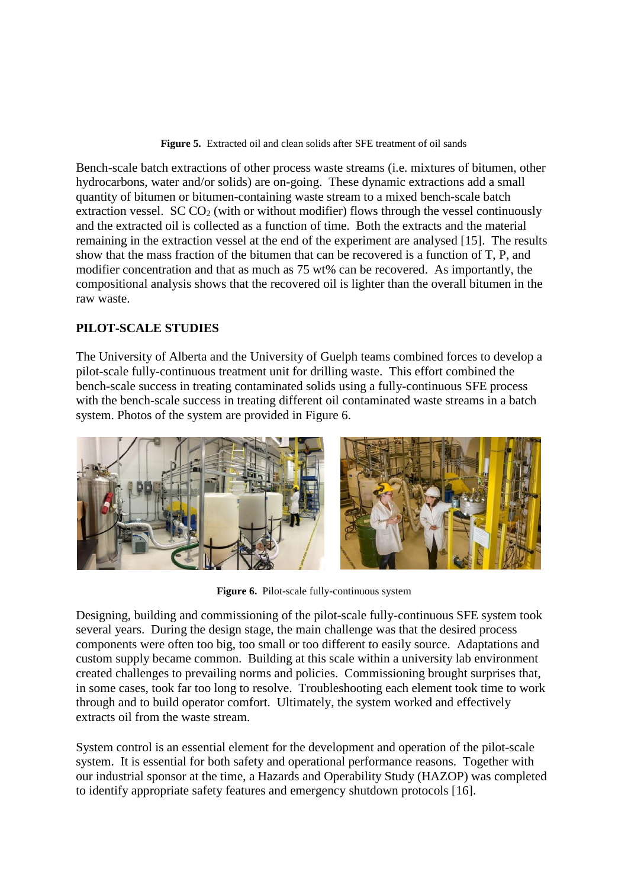**Figure 5.** Extracted oil and clean solids after SFE treatment of oil sands

Bench-scale batch extractions of other process waste streams (i.e. mixtures of bitumen, other hydrocarbons, water and/or solids) are on-going. These dynamic extractions add a small quantity of bitumen or bitumen-containing waste stream to a mixed bench-scale batch extraction vessel. SC $CO_2$ (with or without modifier) flows through the vessel continuously and the extracted oil is collected as a function of time. Both the extracts and the material remaining in the extraction vessel at the end of the experiment are analysed [15]. The results show that the mass fraction of the bitumen that can be recovered is a function of T, P, and modifier concentration and that as much as 75 wt% can be recovered. As importantly, the compositional analysis shows that the recovered oil is lighter than the overall bitumen in the raw waste.

## PILOT-SCALE STUDIES

The University of Alberta and the University of Guelph teams combined forces to develop a pilot-scale fully-continuous treatment unit for drilling waste. This effort combined the bench-scale success in treating contaminated solids using a fully-continuous SFE process with the bench-scale success in treating different oil contaminated waste streams in a batch system. Photos of the system are provided in Figure 6.

**Figure 6.** Pilot-scale fully-continuous system

Designing, building and commissioning of the pilot-scale fully-continuous SFE system took several years. During the design stage, the main challenge was that the desired process components were often too big, too small or too different to easily source. Adaptations and custom supply became common. Building at this scale within a university lab environment created challenges to prevailing norms and policies. Commissioning brought surprises that, in some cases, took far too long to resolve. Troubleshooting each element took time to work through and to build operator comfort. Ultimately, the system worked and effectively extracts oil from the waste stream.

System control is an essential element for the development and operation of the pilot-scale system. It is essential for both safety and operational performance reasons. Together with our industrial sponsor at the time, a Hazards and Operability Study (HAZOP) was completed to identify appropriate safety features and emergency shutdown protocols [16].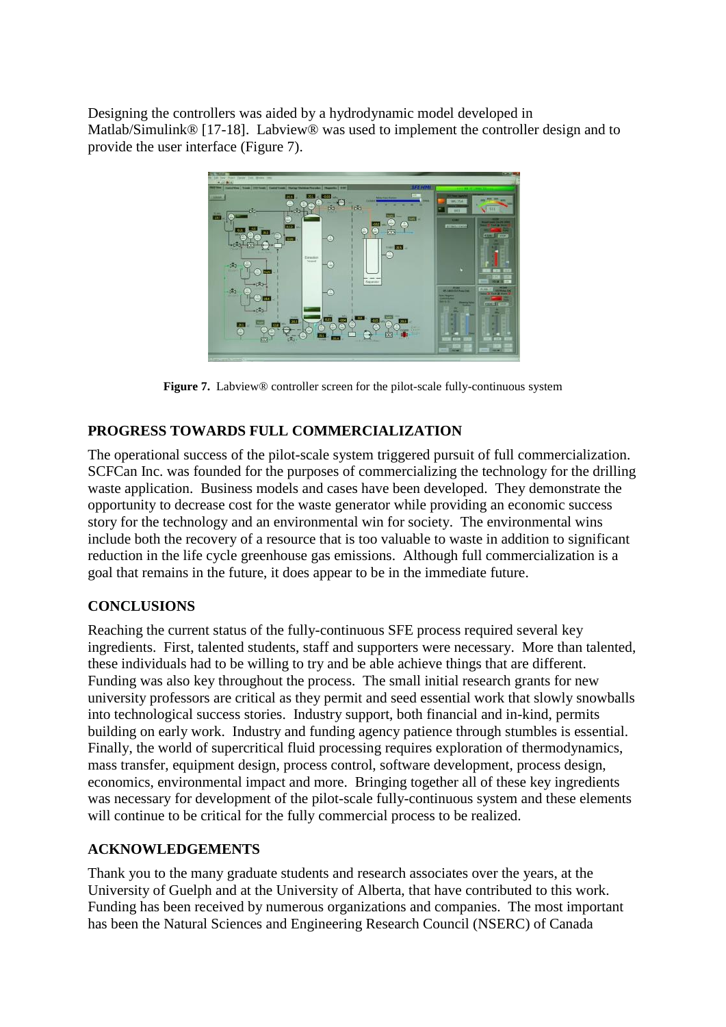Designing the controllers was aided by a hydrodynamic model developed in Matlab/Simulink® [17-18]. Labview® was used to implement the controller design and to provide the user interface (Figure 7).

**Figure 7.** Labview® controller screen for the pilot-scale fully-continuous system

## PROGRESS TOWARDS FULL COMMERCIALIZATION

The operational success of the pilot-scale system triggered pursuit of full commercialization. SCFCan Inc. was founded for the purposes of commercializing the technology for the drilling waste application. Business models and cases have been developed. They demonstrate the opportunity to decrease cost for the waste generator while providing an economic success story for the technology and an environmental win for society. The environmental wins include both the recovery of a resource that is too valuable to waste in addition to significant reduction in the life cycle greenhouse gas emissions. Although full commercialization is a goal that remains in the future, it does appear to be in the immediate future.

## CONCLUSIONS

Reaching the current status of the fully-continuous SFE process required several key ingredients. First, talented students, staff and supporters were necessary. More than talented, these individuals had to be willing to try and be able achieve things that are different. Funding was also key throughout the process. The small initial research grants for new university professors are critical as they permit and seed essential work that slowly snowballs into technological success stories. Industry support, both financial and in-kind, permits building on early work. Industry and funding agency patience through stumbles is essential. Finally, the world of supercritical fluid processing requires exploration of thermodynamics, mass transfer, equipment design, process control, software development, process design, economics, environmental impact and more. Bringing together all of these key ingredients was necessary for development of the pilot-scale fully-continuous system and these elements will continue to be critical for the fully commercial process to be realized.

## ACKNOWLEDGEMENTS

Thank you to the many graduate students and research associates over the years, at the University of Guelph and at the University of Alberta, that have contributed to this work. Funding has been received by numerous organizations and companies. The most important has been the Natural Sciences and Engineering Research Council (NSERC) of Canada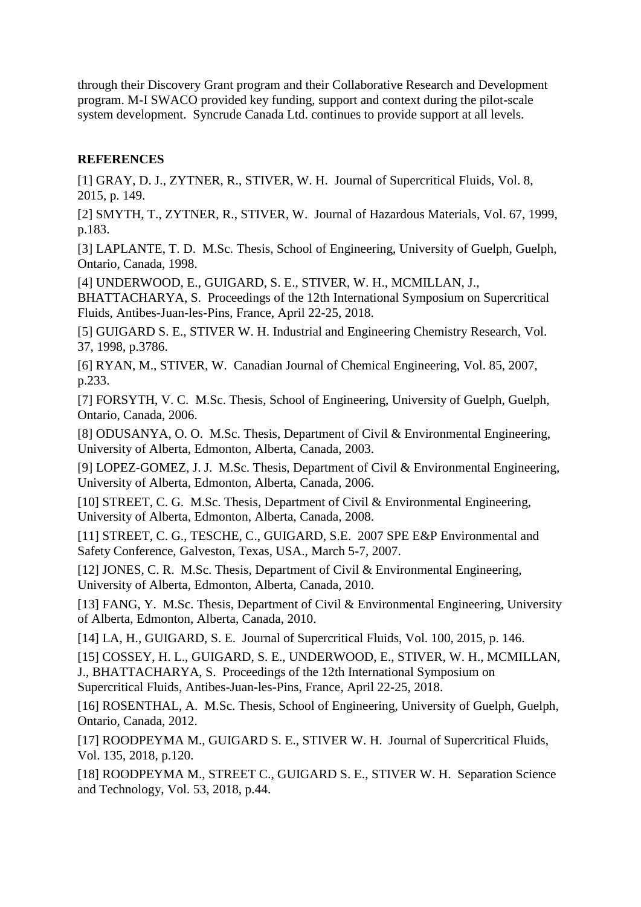through their Discovery Grant program and their Collaborative Research and Development program. M-I SWACO provided key funding, support and context during the pilot-scale system development. Syncrude Canada Ltd. continues to provide support at all levels.

## REFERENCES

[1] GRAY, D. J., ZYTNER, R., STIVER, W. H. Journal of Supercritical Fluids, Vol. 8, 2015, p. 149.

[2] SMYTH, T., ZYTNER, R., STIVER, W. Journal of Hazardous Materials, Vol. 67, 1999, p.183.

[3] LAPLANTE, T. D. M.Sc. Thesis, School of Engineering, University of Guelph, Guelph, Ontario, Canada, 1998.

[4] UNDERWOOD, E., GUIGARD, S. E., STIVER, W. H., MCMILLAN, J., BHATTACHARYA, S. Proceedings of the 12th International Symposium on Supercritical Fluids, Antibes-Juan-les-Pins, France, April 22-25, 2018.

[5] GUIGARD S. E., STIVER W. H. Industrial and Engineering Chemistry Research, Vol. 37, 1998, p.3786.

[6] RYAN, M., STIVER, W. Canadian Journal of Chemical Engineering, Vol. 85, 2007, p.233.

[7] FORSYTH, V. C. M.Sc. Thesis, School of Engineering, University of Guelph, Guelph, Ontario, Canada, 2006.

[8] ODUSANYA, O. O. M.Sc. Thesis, Department of Civil & Environmental Engineering, University of Alberta, Edmonton, Alberta, Canada, 2003.

[9] LOPEZ-GOMEZ, J. J. M.Sc. Thesis, Department of Civil & Environmental Engineering, University of Alberta, Edmonton, Alberta, Canada, 2006.

[10] STREET, C. G. M.Sc. Thesis, Department of Civil & Environmental Engineering, University of Alberta, Edmonton, Alberta, Canada, 2008.

[11] STREET, C. G., TESCHE, C., GUIGARD, S.E. 2007 SPE E&P Environmental and Safety Conference, Galveston, Texas, USA., March 5-7, 2007.

[12] JONES, C. R. M.Sc. Thesis, Department of Civil & Environmental Engineering, University of Alberta, Edmonton, Alberta, Canada, 2010.

[13] FANG, Y. M.Sc. Thesis, Department of Civil & Environmental Engineering, University of Alberta, Edmonton, Alberta, Canada, 2010.

[14] LA, H., GUIGARD, S. E. Journal of Supercritical Fluids, Vol. 100, 2015, p. 146.

[15] COSSEY, H. L., GUIGARD, S. E., UNDERWOOD, E., STIVER, W. H., MCMILLAN, J., BHATTACHARYA, S. Proceedings of the 12th International Symposium on Supercritical Fluids, Antibes-Juan-les-Pins, France, April 22-25, 2018.

[16] ROSENTHAL, A. M.Sc. Thesis, School of Engineering, University of Guelph, Guelph, Ontario, Canada, 2012.

[17] ROODPEYMA M., GUIGARD S. E., STIVER W. H. Journal of Supercritical Fluids, Vol. 135, 2018, p.120.

[18] ROODPEYMA M., STREET C., GUIGARD S. E., STIVER W. H. Separation Science and Technology, Vol. 53, 2018, p.44.